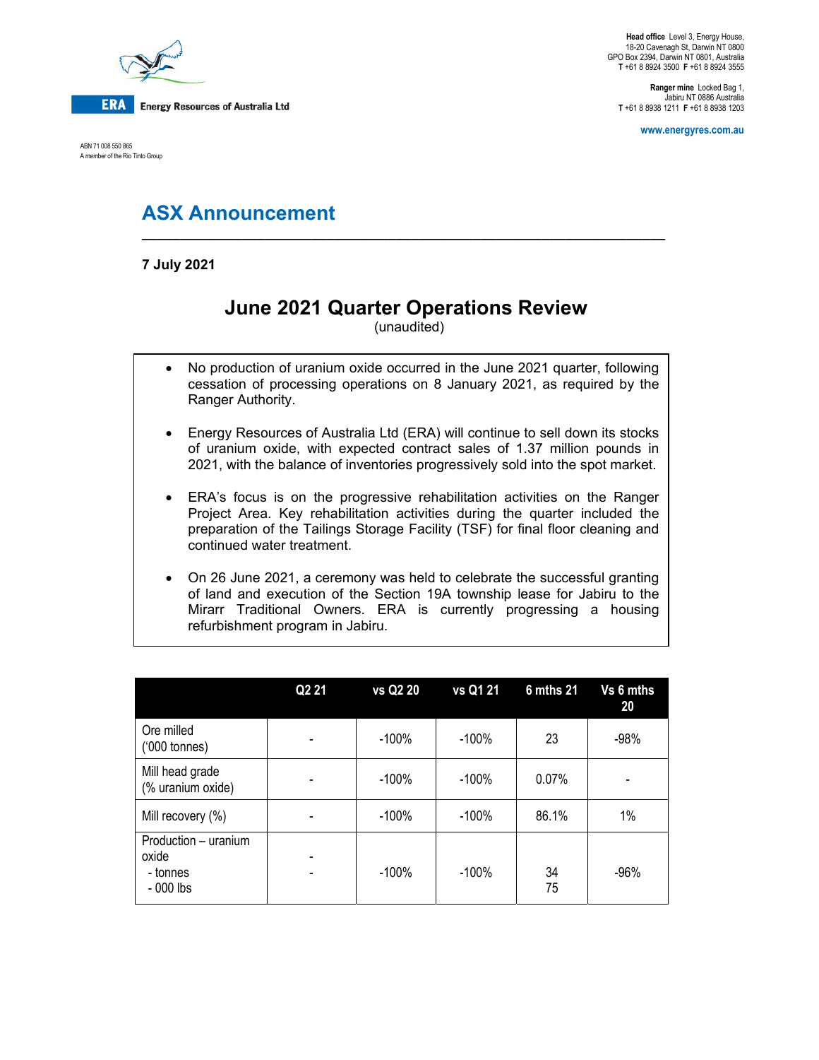**Head office** Level 3, Energy House, 18-20 Cavenagh St, Darwin NT 0800
GPO Box 2394, Darwin NT 0801, Australia
**T** +61 8 8924 3500 **F** +61 8 8924 3555

**Ranger mine** Locked Bag 1, Jabiru NT 0886 Australia
**T** +61 8 8938 1211 **F** +61 8 8938 1203

www.energyres.com.au

**ERA** Energy Resources of Australia Ltd

ABN 71 008 550 865
A member of the Rio Tinto Group

# ASX Announcement

**7 July 2021**

## June 2021 Quarter Operations Review

(unaudited)

- No production of uranium oxide occurred in the June 2021 quarter, following cessation of processing operations on 8 January 2021, as required by the Ranger Authority.
- Energy Resources of Australia Ltd (ERA) will continue to sell down its stocks of uranium oxide, with expected contract sales of 1.37 million pounds in 2021, with the balance of inventories progressively sold into the spot market.
- ERA's focus is on the progressive rehabilitation activities on the Ranger Project Area. Key rehabilitation activities during the quarter included the preparation of the Tailings Storage Facility (TSF) for final floor cleaning and continued water treatment.
- On 26 June 2021, a ceremony was held to celebrate the successful granting of land and execution of the Section 19A township lease for Jabiru to the Mirarr Traditional Owners. ERA is currently progressing a housing refurbishment program in Jabiru.

| | Q2 21 | vs Q2 20 | vs Q1 21 | 6 mths 21 | Vs 6 mths 20 |
|---|---|---|---|---|---|
| Ore milled ('000 tonnes) | - | -100% | -100% | 23 | -98% |
| Mill head grade (% uranium oxide) | - | -100% | -100% | 0.07% | - |
| Mill recovery (%) | - | -100% | -100% | 86.1% | 1% |
| Production – uranium oxide<br>- tonnes<br>- 000 lbs | -<br>- | -100% | -100% | 34<br>75 | -96% |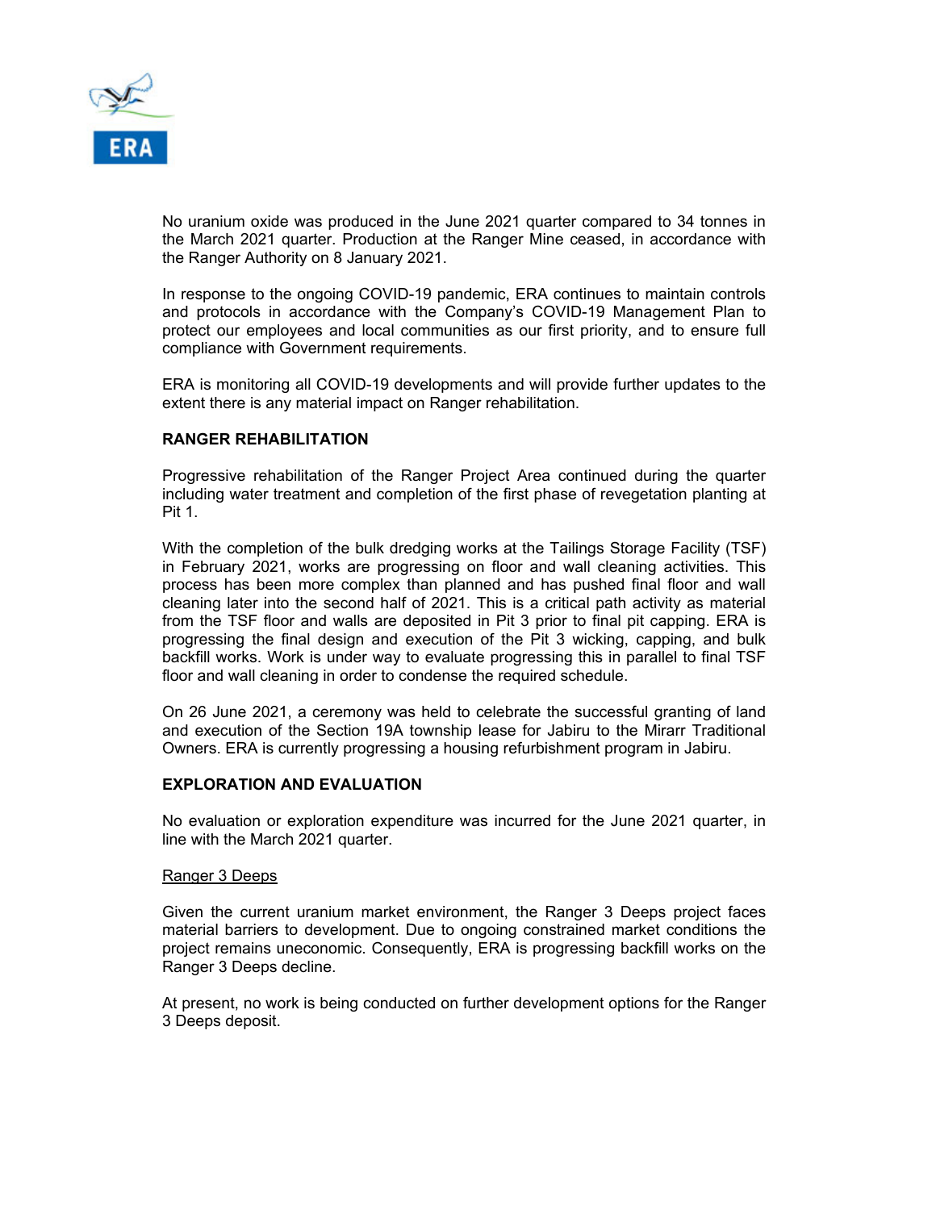No uranium oxide was produced in the June 2021 quarter compared to 34 tonnes in the March 2021 quarter. Production at the Ranger Mine ceased, in accordance with the Ranger Authority on 8 January 2021.

In response to the ongoing COVID-19 pandemic, ERA continues to maintain controls and protocols in accordance with the Company's COVID-19 Management Plan to protect our employees and local communities as our first priority, and to ensure full compliance with Government requirements.

ERA is monitoring all COVID-19 developments and will provide further updates to the extent there is any material impact on Ranger rehabilitation.

**RANGER REHABILITATION**

Progressive rehabilitation of the Ranger Project Area continued during the quarter including water treatment and completion of the first phase of revegetation planting at Pit 1.

With the completion of the bulk dredging works at the Tailings Storage Facility (TSF) in February 2021, works are progressing on floor and wall cleaning activities. This process has been more complex than planned and has pushed final floor and wall cleaning later into the second half of 2021. This is a critical path activity as material from the TSF floor and walls are deposited in Pit 3 prior to final pit capping. ERA is progressing the final design and execution of the Pit 3 wicking, capping, and bulk backfill works. Work is under way to evaluate progressing this in parallel to final TSF floor and wall cleaning in order to condense the required schedule.

On 26 June 2021, a ceremony was held to celebrate the successful granting of land and execution of the Section 19A township lease for Jabiru to the Mirarr Traditional Owners. ERA is currently progressing a housing refurbishment program in Jabiru.

**EXPLORATION AND EVALUATION**

No evaluation or exploration expenditure was incurred for the June 2021 quarter, in line with the March 2021 quarter.

<u>Ranger 3 Deeps</u>

Given the current uranium market environment, the Ranger 3 Deeps project faces material barriers to development. Due to ongoing constrained market conditions the project remains uneconomic. Consequently, ERA is progressing backfill works on the Ranger 3 Deeps decline.

At present, no work is being conducted on further development options for the Ranger 3 Deeps deposit.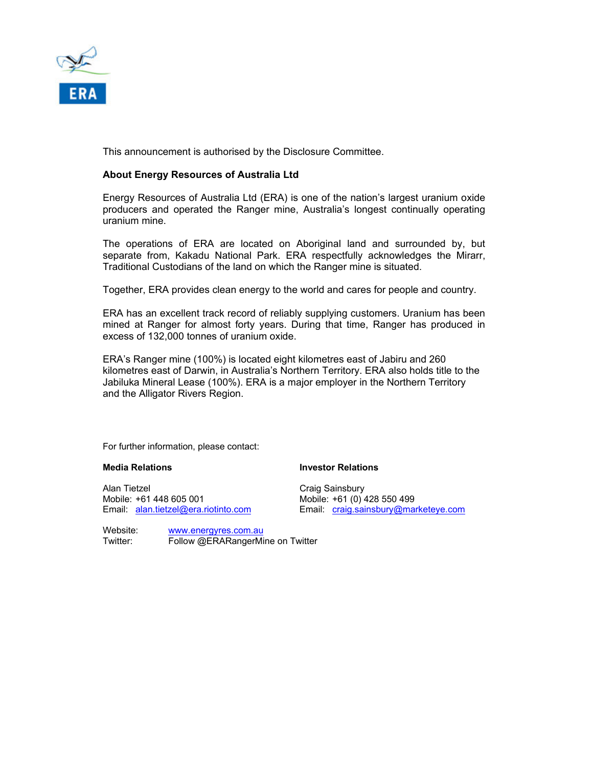This announcement is authorised by the Disclosure Committee.

**About Energy Resources of Australia Ltd**

Energy Resources of Australia Ltd (ERA) is one of the nation's largest uranium oxide producers and operated the Ranger mine, Australia's longest continually operating uranium mine.

The operations of ERA are located on Aboriginal land and surrounded by, but separate from, Kakadu National Park. ERA respectfully acknowledges the Mirarr, Traditional Custodians of the land on which the Ranger mine is situated.

Together, ERA provides clean energy to the world and cares for people and country.

ERA has an excellent track record of reliably supplying customers. Uranium has been mined at Ranger for almost forty years. During that time, Ranger has produced in excess of 132,000 tonnes of uranium oxide.

ERA's Ranger mine (100%) is located eight kilometres east of Jabiru and 260 kilometres east of Darwin, in Australia's Northern Territory. ERA also holds title to the Jabiluka Mineral Lease (100%). ERA is a major employer in the Northern Territory and the Alligator Rivers Region.

For further information, please contact:

**Media Relations**

Alan Tietzel
Mobile: +61 448 605 001
Email: alan.tietzel@era.riotinto.com

**Investor Relations**

Craig Sainsbury
Mobile: +61 (0) 428 550 499
Email: craig.sainsbury@marketeye.com

Website: www.energyres.com.au
Twitter: Follow @ERARangerMine on Twitter